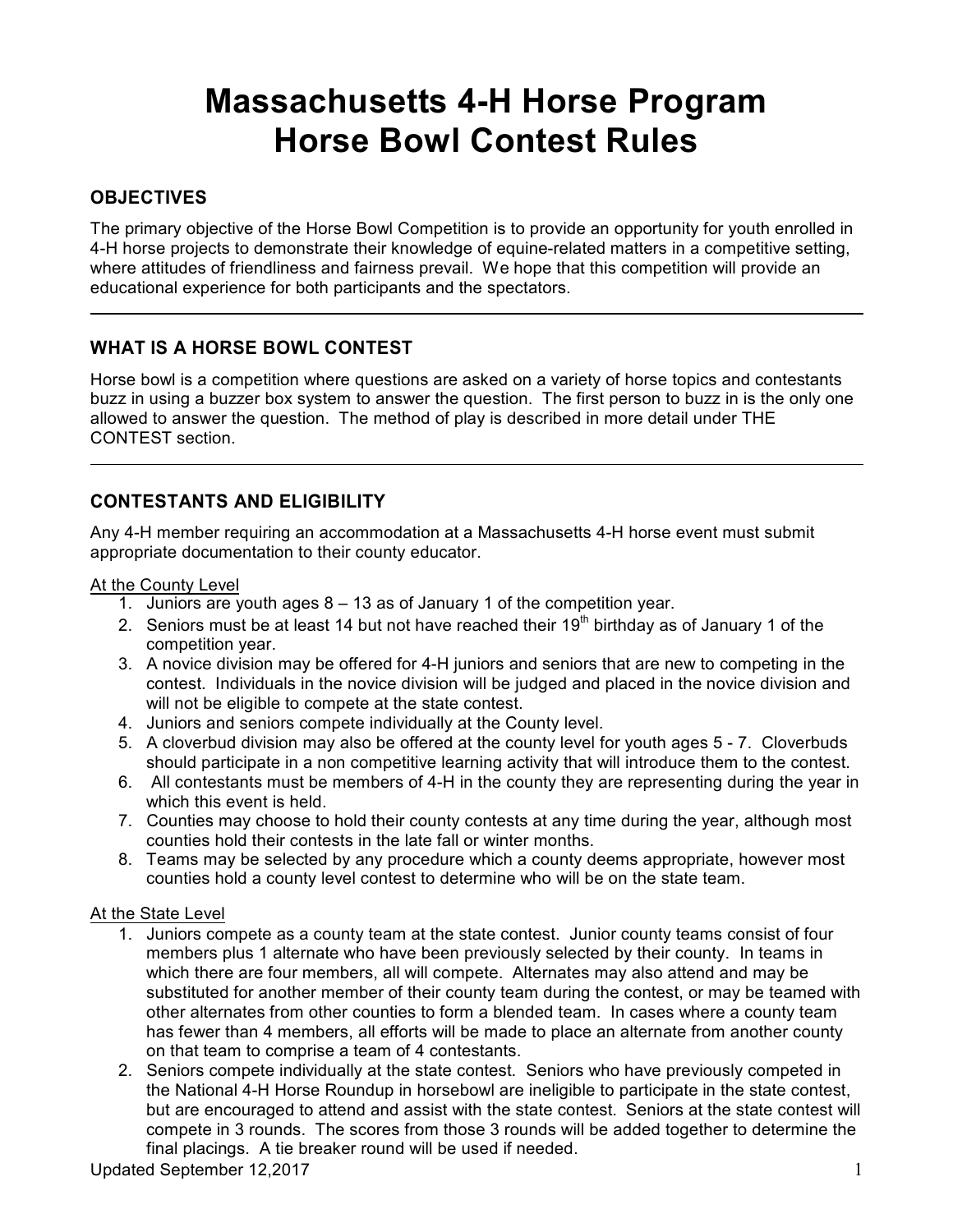# Massachusetts 4-H Horse Program
# Horse Bowl Contest Rules

## OBJECTIVES

The primary objective of the Horse Bowl Competition is to provide an opportunity for youth enrolled in 4-H horse projects to demonstrate their knowledge of equine-related matters in a competitive setting, where attitudes of friendliness and fairness prevail. We hope that this competition will provide an educational experience for both participants and the spectators.

---

## WHAT IS A HORSE BOWL CONTEST

Horse bowl is a competition where questions are asked on a variety of horse topics and contestants buzz in using a buzzer box system to answer the question. The first person to buzz in is the only one allowed to answer the question. The method of play is described in more detail under THE CONTEST section.

---

## CONTESTANTS AND ELIGIBILITY

Any 4-H member requiring an accommodation at a Massachusetts 4-H horse event must submit appropriate documentation to their county educator.

At the County Level

1. Juniors are youth ages 8 – 13 as of January 1 of the competition year.
2. Seniors must be at least 14 but not have reached their 19th birthday as of January 1 of the competition year.
3. A novice division may be offered for 4-H juniors and seniors that are new to competing in the contest. Individuals in the novice division will be judged and placed in the novice division and will not be eligible to compete at the state contest.
4. Juniors and seniors compete individually at the County level.
5. A cloverbud division may also be offered at the county level for youth ages 5 - 7. Cloverbuds should participate in a non competitive learning activity that will introduce them to the contest.
6. All contestants must be members of 4-H in the county they are representing during the year in which this event is held.
7. Counties may choose to hold their county contests at any time during the year, although most counties hold their contests in the late fall or winter months.
8. Teams may be selected by any procedure which a county deems appropriate, however most counties hold a county level contest to determine who will be on the state team.

At the State Level

1. Juniors compete as a county team at the state contest. Junior county teams consist of four members plus 1 alternate who have been previously selected by their county. In teams in which there are four members, all will compete. Alternates may also attend and may be substituted for another member of their county team during the contest, or may be teamed with other alternates from other counties to form a blended team. In cases where a county team has fewer than 4 members, all efforts will be made to place an alternate from another county on that team to comprise a team of 4 contestants.
2. Seniors compete individually at the state contest. Seniors who have previously competed in the National 4-H Horse Roundup in horsebowl are ineligible to participate in the state contest, but are encouraged to attend and assist with the state contest. Seniors at the state contest will compete in 3 rounds. The scores from those 3 rounds will be added together to determine the final placings. A tie breaker round will be used if needed.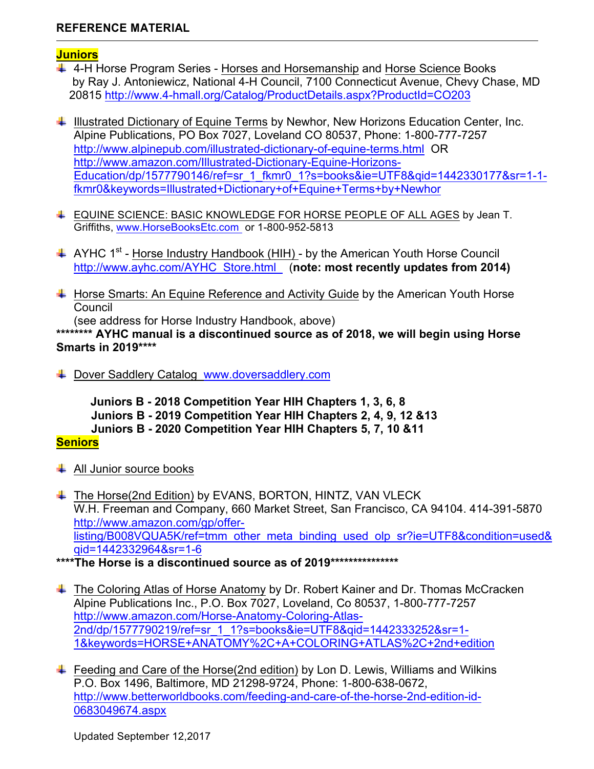**REFERENCE MATERIAL**

**Juniors**

- 4-H Horse Program Series - Horses and Horsemanship and Horse Science Books by Ray J. Antoniewicz, National 4-H Council, 7100 Connecticut Avenue, Chevy Chase, MD 20815 http://www.4-hmall.org/Catalog/ProductDetails.aspx?ProductId=CO203

- Illustrated Dictionary of Equine Terms by Newhor, New Horizons Education Center, Inc. Alpine Publications, PO Box 7027, Loveland CO 80537, Phone: 1-800-777-7257 http://www.alpinepub.com/illustrated-dictionary-of-equine-terms.html OR http://www.amazon.com/Illustrated-Dictionary-Equine-Horizons-Education/dp/1577790146/ref=sr_1_fkmr0_1?s=books&ie=UTF8&qid=1442330177&sr=1-1-fkmr0&keywords=Illustrated+Dictionary+of+Equine+Terms+by+Newhor

- EQUINE SCIENCE: BASIC KNOWLEDGE FOR HORSE PEOPLE OF ALL AGES by Jean T. Griffiths, www.HorseBooksEtc.com or 1-800-952-5813

- AYHC 1st - Horse Industry Handbook (HIH) - by the American Youth Horse Council http://www.ayhc.com/AYHC_Store.html (**note: most recently updates from 2014)**

- Horse Smarts: An Equine Reference and Activity Guide by the American Youth Horse Council (see address for Horse Industry Handbook, above)

**\*\*\*\*\*\*\*\* AYHC manual is a discontinued source as of 2018, we will begin using Horse Smarts in 2019\*\*\*\***

- Dover Saddlery Catalog www.doversaddlery.com

**Juniors B - 2018 Competition Year HIH Chapters 1, 3, 6, 8**
**Juniors B - 2019 Competition Year HIH Chapters 2, 4, 9, 12 &13**
**Juniors B - 2020 Competition Year HIH Chapters 5, 7, 10 &11**

**Seniors**

- All Junior source books

- The Horse(2nd Edition) by EVANS, BORTON, HINTZ, VAN VLECK W.H. Freeman and Company, 660 Market Street, San Francisco, CA 94104. 414-391-5870 http://www.amazon.com/gp/offer-listing/B008VQUA5K/ref=tmm_other_meta_binding_used_olp_sr?ie=UTF8&condition=used&qid=1442332964&sr=1-6

**\*\*\*\*The Horse is a discontinued source as of 2019\*\*\*\*\*\*\*\*\*\*\*\*\*\*\***

- The Coloring Atlas of Horse Anatomy by Dr. Robert Kainer and Dr. Thomas McCracken Alpine Publications Inc., P.O. Box 7027, Loveland, Co 80537, 1-800-777-7257 http://www.amazon.com/Horse-Anatomy-Coloring-Atlas-2nd/dp/1577790219/ref=sr_1_1?s=books&ie=UTF8&qid=1442333252&sr=1-1&keywords=HORSE+ANATOMY%2C+A+COLORING+ATLAS%2C+2nd+edition

- Feeding and Care of the Horse(2nd edition) by Lon D. Lewis, Williams and Wilkins P.O. Box 1496, Baltimore, MD 21298-9724, Phone: 1-800-638-0672, http://www.betterworldbooks.com/feeding-and-care-of-the-horse-2nd-edition-id-0683049674.aspx

Updated September 12,2017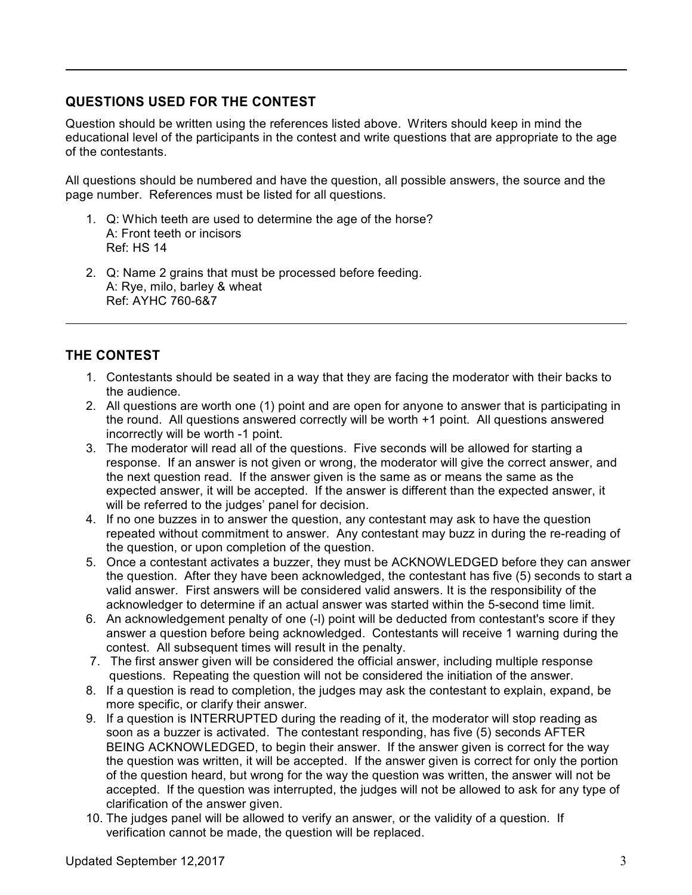---

## QUESTIONS USED FOR THE CONTEST

Question should be written using the references listed above. Writers should keep in mind the educational level of the participants in the contest and write questions that are appropriate to the age of the contestants.

All questions should be numbered and have the question, all possible answers, the source and the page number. References must be listed for all questions.

1. Q: Which teeth are used to determine the age of the horse?
   A: Front teeth or incisors
   Ref: HS 14

2. Q: Name 2 grains that must be processed before feeding.
   A: Rye, milo, barley & wheat
   Ref: AYHC 760-6&7

---

## THE CONTEST

1. Contestants should be seated in a way that they are facing the moderator with their backs to the audience.
2. All questions are worth one (1) point and are open for anyone to answer that is participating in the round. All questions answered correctly will be worth +1 point. All questions answered incorrectly will be worth -1 point.
3. The moderator will read all of the questions. Five seconds will be allowed for starting a response. If an answer is not given or wrong, the moderator will give the correct answer, and the next question read. If the answer given is the same as or means the same as the expected answer, it will be accepted. If the answer is different than the expected answer, it will be referred to the judges' panel for decision.
4. If no one buzzes in to answer the question, any contestant may ask to have the question repeated without commitment to answer. Any contestant may buzz in during the re-reading of the question, or upon completion of the question.
5. Once a contestant activates a buzzer, they must be ACKNOWLEDGED before they can answer the question. After they have been acknowledged, the contestant has five (5) seconds to start a valid answer. First answers will be considered valid answers. It is the responsibility of the acknowledger to determine if an actual answer was started within the 5-second time limit.
6. An acknowledgement penalty of one (-l) point will be deducted from contestant's score if they answer a question before being acknowledged. Contestants will receive 1 warning during the contest. All subsequent times will result in the penalty.
7. The first answer given will be considered the official answer, including multiple response questions. Repeating the question will not be considered the initiation of the answer.
8. If a question is read to completion, the judges may ask the contestant to explain, expand, be more specific, or clarify their answer.
9. If a question is INTERRUPTED during the reading of it, the moderator will stop reading as soon as a buzzer is activated. The contestant responding, has five (5) seconds AFTER BEING ACKNOWLEDGED, to begin their answer. If the answer given is correct for the way the question was written, it will be accepted. If the answer given is correct for only the portion of the question heard, but wrong for the way the question was written, the answer will not be accepted. If the question was interrupted, the judges will not be allowed to ask for any type of clarification of the answer given.
10. The judges panel will be allowed to verify an answer, or the validity of a question. If verification cannot be made, the question will be replaced.

Updated September 12,2017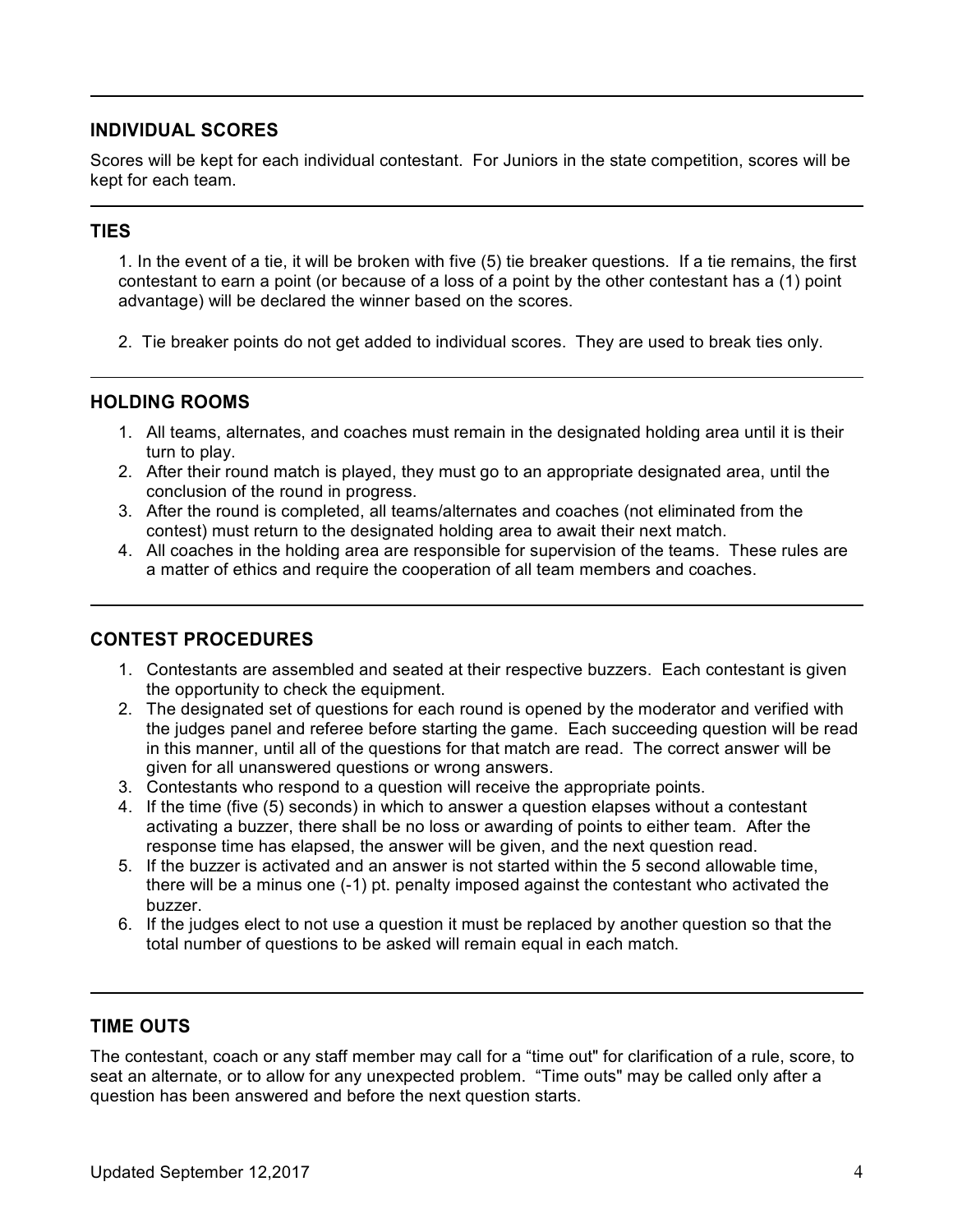## INDIVIDUAL SCORES

Scores will be kept for each individual contestant. For Juniors in the state competition, scores will be kept for each team.

## TIES

1. In the event of a tie, it will be broken with five (5) tie breaker questions. If a tie remains, the first contestant to earn a point (or because of a loss of a point by the other contestant has a (1) point advantage) will be declared the winner based on the scores.

2. Tie breaker points do not get added to individual scores. They are used to break ties only.

## HOLDING ROOMS

1. All teams, alternates, and coaches must remain in the designated holding area until it is their turn to play.
2. After their round match is played, they must go to an appropriate designated area, until the conclusion of the round in progress.
3. After the round is completed, all teams/alternates and coaches (not eliminated from the contest) must return to the designated holding area to await their next match.
4. All coaches in the holding area are responsible for supervision of the teams. These rules are a matter of ethics and require the cooperation of all team members and coaches.

## CONTEST PROCEDURES

1. Contestants are assembled and seated at their respective buzzers. Each contestant is given the opportunity to check the equipment.
2. The designated set of questions for each round is opened by the moderator and verified with the judges panel and referee before starting the game. Each succeeding question will be read in this manner, until all of the questions for that match are read. The correct answer will be given for all unanswered questions or wrong answers.
3. Contestants who respond to a question will receive the appropriate points.
4. If the time (five (5) seconds) in which to answer a question elapses without a contestant activating a buzzer, there shall be no loss or awarding of points to either team. After the response time has elapsed, the answer will be given, and the next question read.
5. If the buzzer is activated and an answer is not started within the 5 second allowable time, there will be a minus one (-1) pt. penalty imposed against the contestant who activated the buzzer.
6. If the judges elect to not use a question it must be replaced by another question so that the total number of questions to be asked will remain equal in each match.

## TIME OUTS

The contestant, coach or any staff member may call for a "time out" for clarification of a rule, score, to seat an alternate, or to allow for any unexpected problem. "Time outs" may be called only after a question has been answered and before the next question starts.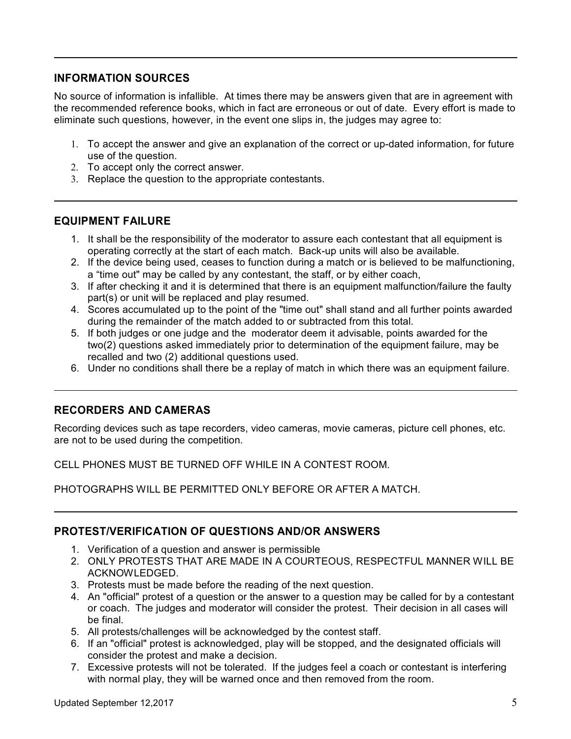## INFORMATION SOURCES

No source of information is infallible. At times there may be answers given that are in agreement with the recommended reference books, which in fact are erroneous or out of date. Every effort is made to eliminate such questions, however, in the event one slips in, the judges may agree to:

1. To accept the answer and give an explanation of the correct or up-dated information, for future use of the question.
2. To accept only the correct answer.
3. Replace the question to the appropriate contestants.

---

## EQUIPMENT FAILURE

1. It shall be the responsibility of the moderator to assure each contestant that all equipment is operating correctly at the start of each match. Back-up units will also be available.
2. If the device being used, ceases to function during a match or is believed to be malfunctioning, a "time out" may be called by any contestant, the staff, or by either coach,
3. If after checking it and it is determined that there is an equipment malfunction/failure the faulty part(s) or unit will be replaced and play resumed.
4. Scores accumulated up to the point of the "time out" shall stand and all further points awarded during the remainder of the match added to or subtracted from this total.
5. If both judges or one judge and the moderator deem it advisable, points awarded for the two(2) questions asked immediately prior to determination of the equipment failure, may be recalled and two (2) additional questions used.
6. Under no conditions shall there be a replay of match in which there was an equipment failure.

---

## RECORDERS AND CAMERAS

Recording devices such as tape recorders, video cameras, movie cameras, picture cell phones, etc. are not to be used during the competition.

CELL PHONES MUST BE TURNED OFF WHILE IN A CONTEST ROOM.

PHOTOGRAPHS WILL BE PERMITTED ONLY BEFORE OR AFTER A MATCH.

---

## PROTEST/VERIFICATION OF QUESTIONS AND/OR ANSWERS

1. Verification of a question and answer is permissible
2. ONLY PROTESTS THAT ARE MADE IN A COURTEOUS, RESPECTFUL MANNER WILL BE ACKNOWLEDGED.
3. Protests must be made before the reading of the next question.
4. An "official" protest of a question or the answer to a question may be called for by a contestant or coach. The judges and moderator will consider the protest. Their decision in all cases will be final.
5. All protests/challenges will be acknowledged by the contest staff.
6. If an "official" protest is acknowledged, play will be stopped, and the designated officials will consider the protest and make a decision.
7. Excessive protests will not be tolerated. If the judges feel a coach or contestant is interfering with normal play, they will be warned once and then removed from the room.

Updated September 12,2017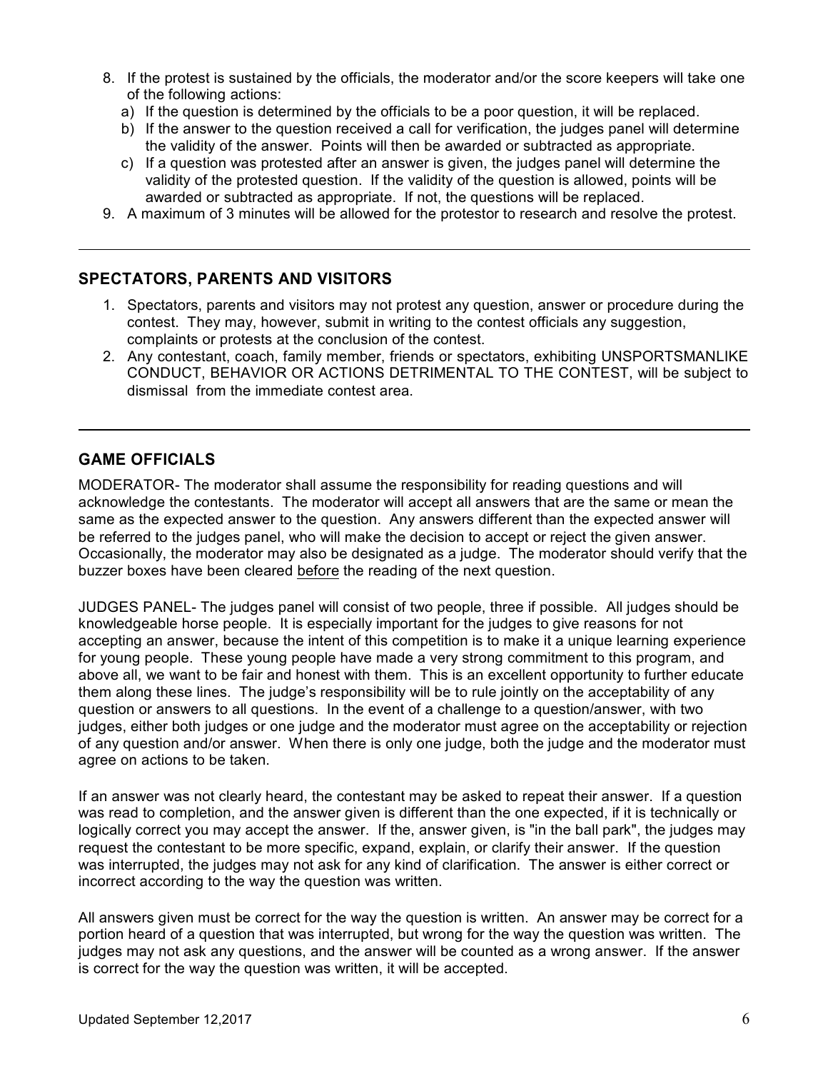8. If the protest is sustained by the officials, the moderator and/or the score keepers will take one of the following actions:
   a) If the question is determined by the officials to be a poor question, it will be replaced.
   b) If the answer to the question received a call for verification, the judges panel will determine the validity of the answer. Points will then be awarded or subtracted as appropriate.
   c) If a question was protested after an answer is given, the judges panel will determine the validity of the protested question. If the validity of the question is allowed, points will be awarded or subtracted as appropriate. If not, the questions will be replaced.
9. A maximum of 3 minutes will be allowed for the protestor to research and resolve the protest.

---

## SPECTATORS, PARENTS AND VISITORS

1. Spectators, parents and visitors may not protest any question, answer or procedure during the contest. They may, however, submit in writing to the contest officials any suggestion, complaints or protests at the conclusion of the contest.
2. Any contestant, coach, family member, friends or spectators, exhibiting UNSPORTSMANLIKE CONDUCT, BEHAVIOR OR ACTIONS DETRIMENTAL TO THE CONTEST, will be subject to dismissal from the immediate contest area.

---

## GAME OFFICIALS

MODERATOR- The moderator shall assume the responsibility for reading questions and will acknowledge the contestants. The moderator will accept all answers that are the same or mean the same as the expected answer to the question. Any answers different than the expected answer will be referred to the judges panel, who will make the decision to accept or reject the given answer. Occasionally, the moderator may also be designated as a judge. The moderator should verify that the buzzer boxes have been cleared <u>before</u> the reading of the next question.

JUDGES PANEL- The judges panel will consist of two people, three if possible. All judges should be knowledgeable horse people. It is especially important for the judges to give reasons for not accepting an answer, because the intent of this competition is to make it a unique learning experience for young people. These young people have made a very strong commitment to this program, and above all, we want to be fair and honest with them. This is an excellent opportunity to further educate them along these lines. The judge's responsibility will be to rule jointly on the acceptability of any question or answers to all questions. In the event of a challenge to a question/answer, with two judges, either both judges or one judge and the moderator must agree on the acceptability or rejection of any question and/or answer. When there is only one judge, both the judge and the moderator must agree on actions to be taken.

If an answer was not clearly heard, the contestant may be asked to repeat their answer. If a question was read to completion, and the answer given is different than the one expected, if it is technically or logically correct you may accept the answer. If the, answer given, is "in the ball park", the judges may request the contestant to be more specific, expand, explain, or clarify their answer. If the question was interrupted, the judges may not ask for any kind of clarification. The answer is either correct or incorrect according to the way the question was written.

All answers given must be correct for the way the question is written. An answer may be correct for a portion heard of a question that was interrupted, but wrong for the way the question was written. The judges may not ask any questions, and the answer will be counted as a wrong answer. If the answer is correct for the way the question was written, it will be accepted.

Updated September 12,2017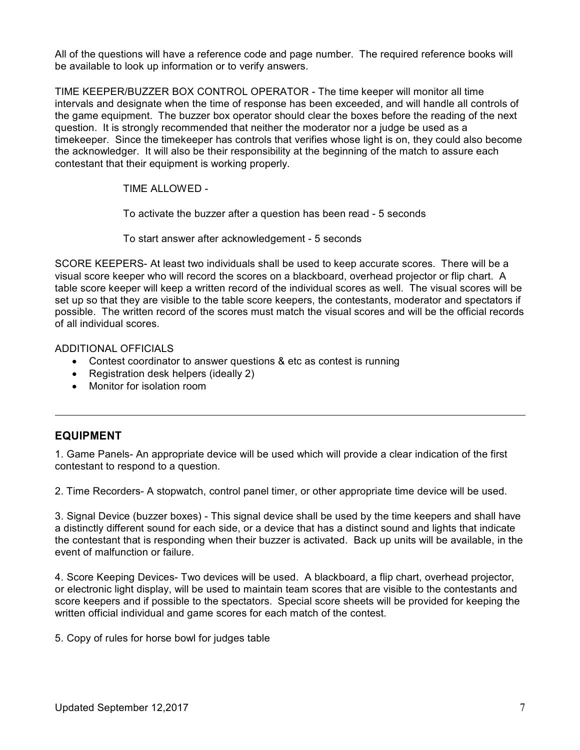All of the questions will have a reference code and page number. The required reference books will be available to look up information or to verify answers.

TIME KEEPER/BUZZER BOX CONTROL OPERATOR - The time keeper will monitor all time intervals and designate when the time of response has been exceeded, and will handle all controls of the game equipment. The buzzer box operator should clear the boxes before the reading of the next question. It is strongly recommended that neither the moderator nor a judge be used as a timekeeper. Since the timekeeper has controls that verifies whose light is on, they could also become the acknowledger. It will also be their responsibility at the beginning of the match to assure each contestant that their equipment is working properly.

TIME ALLOWED -

To activate the buzzer after a question has been read - 5 seconds

To start answer after acknowledgement - 5 seconds

SCORE KEEPERS- At least two individuals shall be used to keep accurate scores. There will be a visual score keeper who will record the scores on a blackboard, overhead projector or flip chart. A table score keeper will keep a written record of the individual scores as well. The visual scores will be set up so that they are visible to the table score keepers, the contestants, moderator and spectators if possible. The written record of the scores must match the visual scores and will be the official records of all individual scores.

ADDITIONAL OFFICIALS

- Contest coordinator to answer questions & etc as contest is running
- Registration desk helpers (ideally 2)
- Monitor for isolation room

---

## EQUIPMENT

1. Game Panels- An appropriate device will be used which will provide a clear indication of the first contestant to respond to a question.

2. Time Recorders- A stopwatch, control panel timer, or other appropriate time device will be used.

3. Signal Device (buzzer boxes) - This signal device shall be used by the time keepers and shall have a distinctly different sound for each side, or a device that has a distinct sound and lights that indicate the contestant that is responding when their buzzer is activated. Back up units will be available, in the event of malfunction or failure.

4. Score Keeping Devices- Two devices will be used. A blackboard, a flip chart, overhead projector, or electronic light display, will be used to maintain team scores that are visible to the contestants and score keepers and if possible to the spectators. Special score sheets will be provided for keeping the written official individual and game scores for each match of the contest.

5. Copy of rules for horse bowl for judges table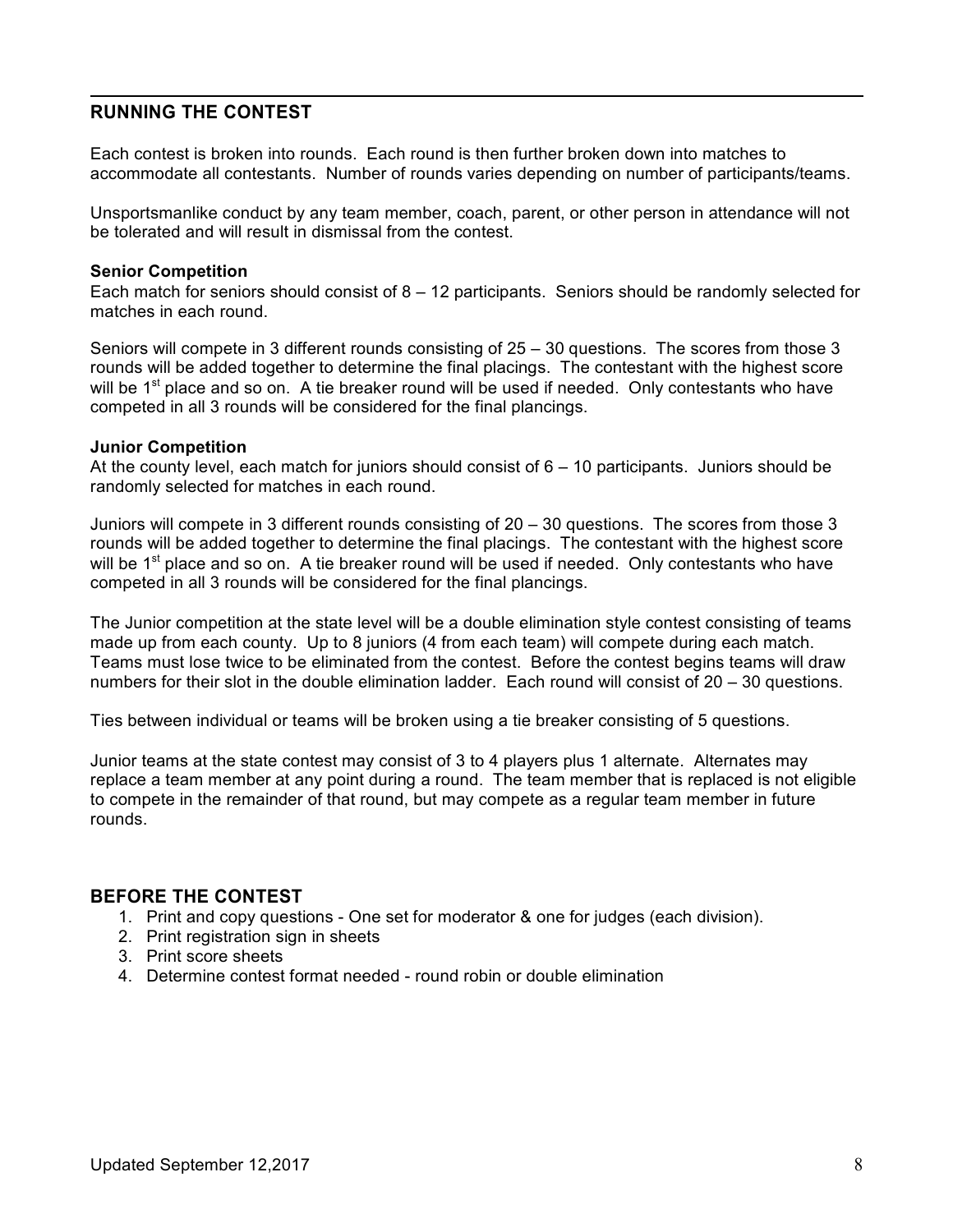## RUNNING THE CONTEST

Each contest is broken into rounds. Each round is then further broken down into matches to accommodate all contestants. Number of rounds varies depending on number of participants/teams.

Unsportsmanlike conduct by any team member, coach, parent, or other person in attendance will not be tolerated and will result in dismissal from the contest.

**Senior Competition**
Each match for seniors should consist of 8 – 12 participants. Seniors should be randomly selected for matches in each round.

Seniors will compete in 3 different rounds consisting of 25 – 30 questions. The scores from those 3 rounds will be added together to determine the final placings. The contestant with the highest score will be 1st place and so on. A tie breaker round will be used if needed. Only contestants who have competed in all 3 rounds will be considered for the final plancings.

**Junior Competition**
At the county level, each match for juniors should consist of 6 – 10 participants. Juniors should be randomly selected for matches in each round.

Juniors will compete in 3 different rounds consisting of 20 – 30 questions. The scores from those 3 rounds will be added together to determine the final placings. The contestant with the highest score will be 1st place and so on. A tie breaker round will be used if needed. Only contestants who have competed in all 3 rounds will be considered for the final plancings.

The Junior competition at the state level will be a double elimination style contest consisting of teams made up from each county. Up to 8 juniors (4 from each team) will compete during each match. Teams must lose twice to be eliminated from the contest. Before the contest begins teams will draw numbers for their slot in the double elimination ladder. Each round will consist of 20 – 30 questions.

Ties between individual or teams will be broken using a tie breaker consisting of 5 questions.

Junior teams at the state contest may consist of 3 to 4 players plus 1 alternate. Alternates may replace a team member at any point during a round. The team member that is replaced is not eligible to compete in the remainder of that round, but may compete as a regular team member in future rounds.

## BEFORE THE CONTEST

1. Print and copy questions - One set for moderator & one for judges (each division).
2. Print registration sign in sheets
3. Print score sheets
4. Determine contest format needed - round robin or double elimination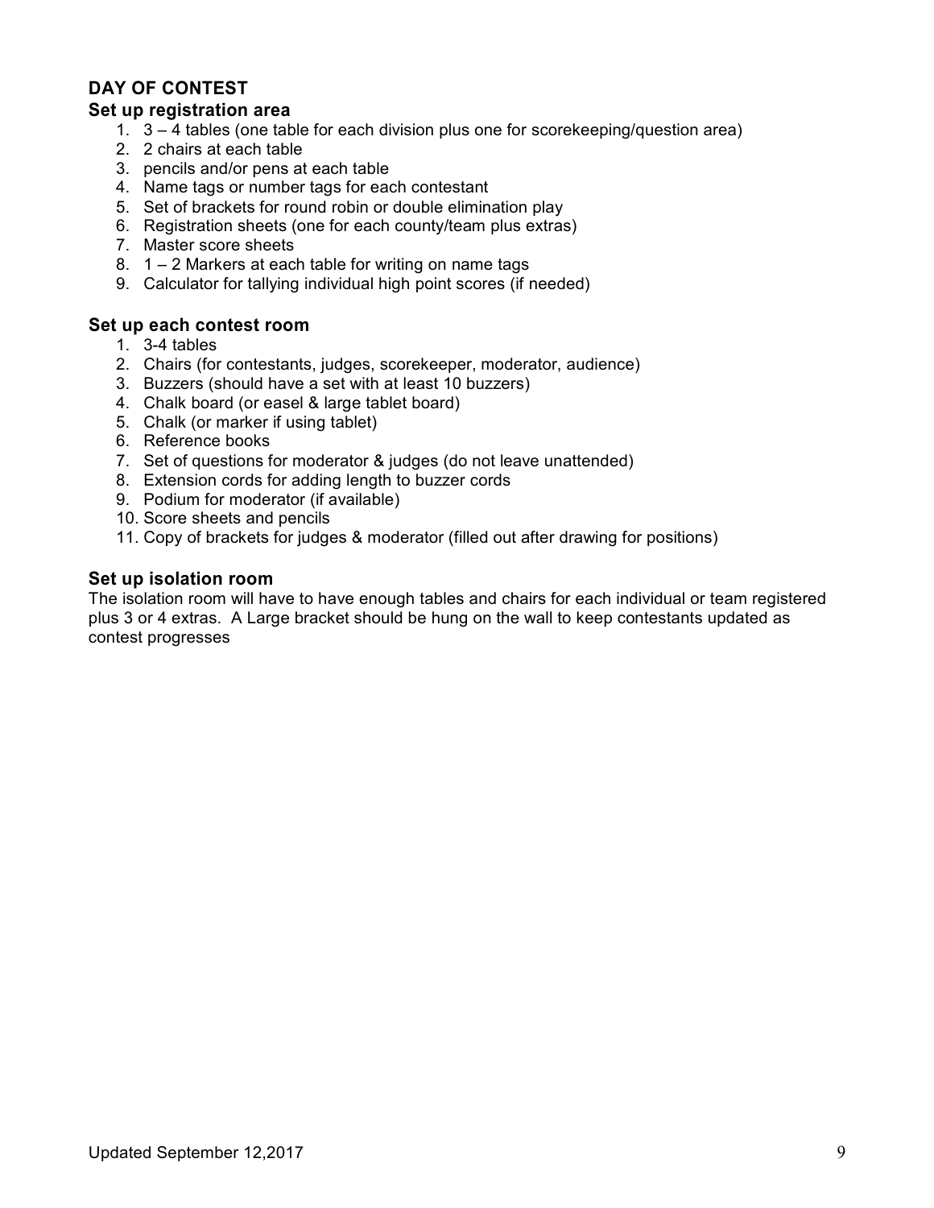## DAY OF CONTEST

### Set up registration area

1. 3 – 4 tables (one table for each division plus one for scorekeeping/question area)
2. 2 chairs at each table
3. pencils and/or pens at each table
4. Name tags or number tags for each contestant
5. Set of brackets for round robin or double elimination play
6. Registration sheets (one for each county/team plus extras)
7. Master score sheets
8. 1 – 2 Markers at each table for writing on name tags
9. Calculator for tallying individual high point scores (if needed)

### Set up each contest room

1. 3-4 tables
2. Chairs (for contestants, judges, scorekeeper, moderator, audience)
3. Buzzers (should have a set with at least 10 buzzers)
4. Chalk board (or easel & large tablet board)
5. Chalk (or marker if using tablet)
6. Reference books
7. Set of questions for moderator & judges (do not leave unattended)
8. Extension cords for adding length to buzzer cords
9. Podium for moderator (if available)
10. Score sheets and pencils
11. Copy of brackets for judges & moderator (filled out after drawing for positions)

### Set up isolation room

The isolation room will have to have enough tables and chairs for each individual or team registered plus 3 or 4 extras. A Large bracket should be hung on the wall to keep contestants updated as contest progresses

Updated September 12,2017